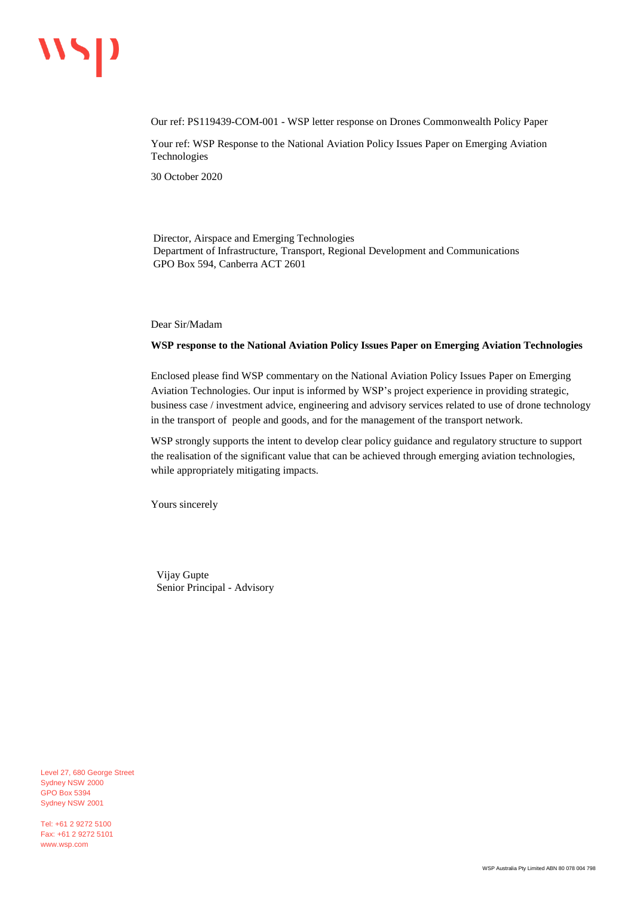Our ref: PS119439-COM-001 - WSP letter response on Drones Commonwealth Policy Paper

Your ref: WSP Response to the National Aviation Policy Issues Paper on Emerging Aviation Technologies

30 October 2020

Director, Airspace and Emerging Technologies
Department of Infrastructure, Transport, Regional Development and Communications
GPO Box 594, Canberra ACT 2601

Dear Sir/Madam

**WSP response to the National Aviation Policy Issues Paper on Emerging Aviation Technologies**

Enclosed please find WSP commentary on the National Aviation Policy Issues Paper on Emerging Aviation Technologies. Our input is informed by WSP's project experience in providing strategic, business case / investment advice, engineering and advisory services related to use of drone technology in the transport of people and goods, and for the management of the transport network.

WSP strongly supports the intent to develop clear policy guidance and regulatory structure to support the realisation of the significant value that can be achieved through emerging aviation technologies, while appropriately mitigating impacts.

Yours sincerely

Vijay Gupte
Senior Principal - Advisory

Level 27, 680 George Street
Sydney NSW 2000
GPO Box 5394
Sydney NSW 2001

Tel: +61 2 9272 5100
Fax: +61 2 9272 5101
www.wsp.com

WSP Australia Pty Limited ABN 80 078 004 798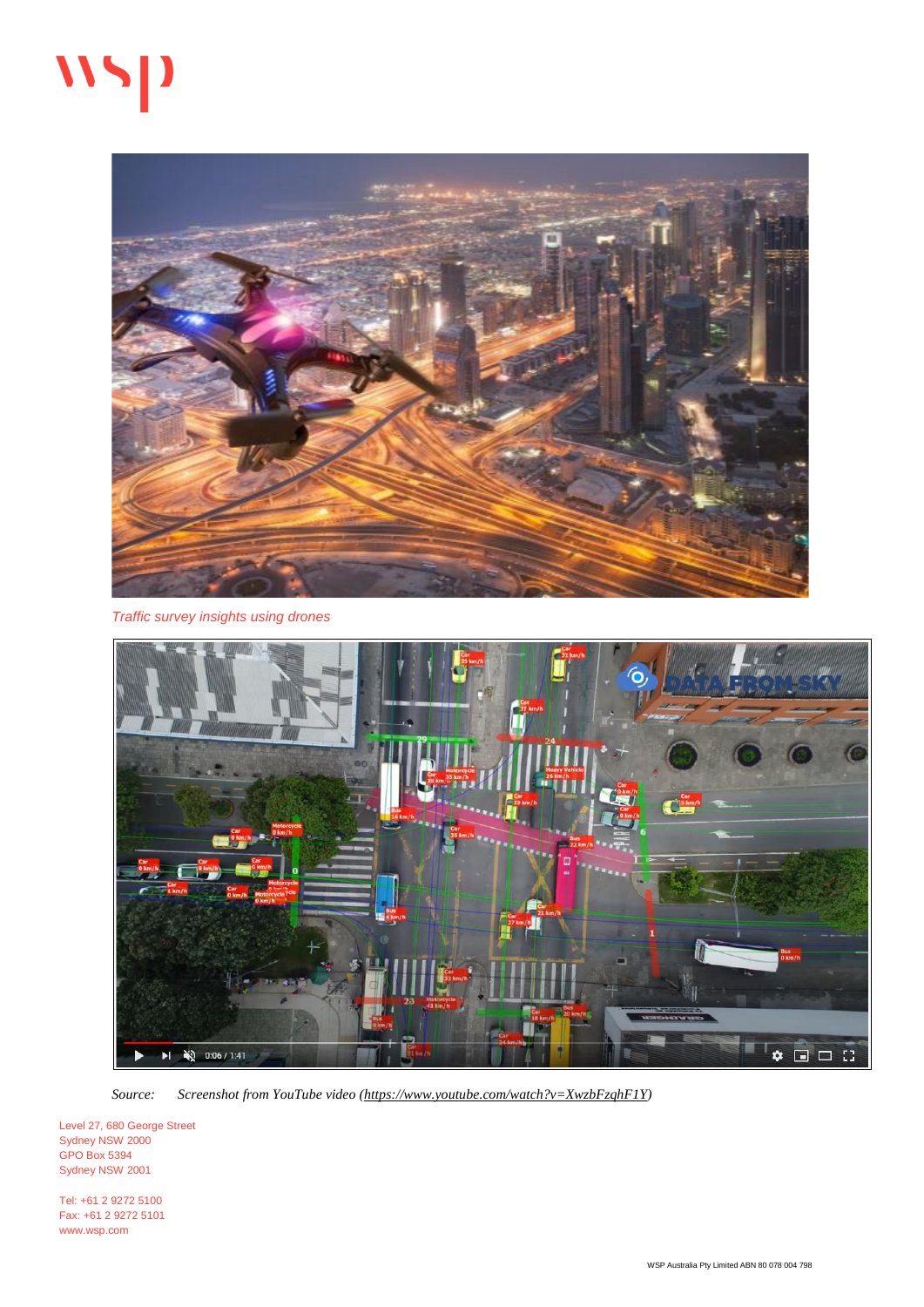*Traffic survey insights using drones*

*Source: Screenshot from YouTube video (https://www.youtube.com/watch?v=XwzbFzqhF1Y)*

Level 27, 680 George Street
Sydney NSW 2000
GPO Box 5394
Sydney NSW 2001

Tel: +61 2 9272 5100
Fax: +61 2 9272 5101
www.wsp.com

WSP Australia Pty Limited ABN 80 078 004 798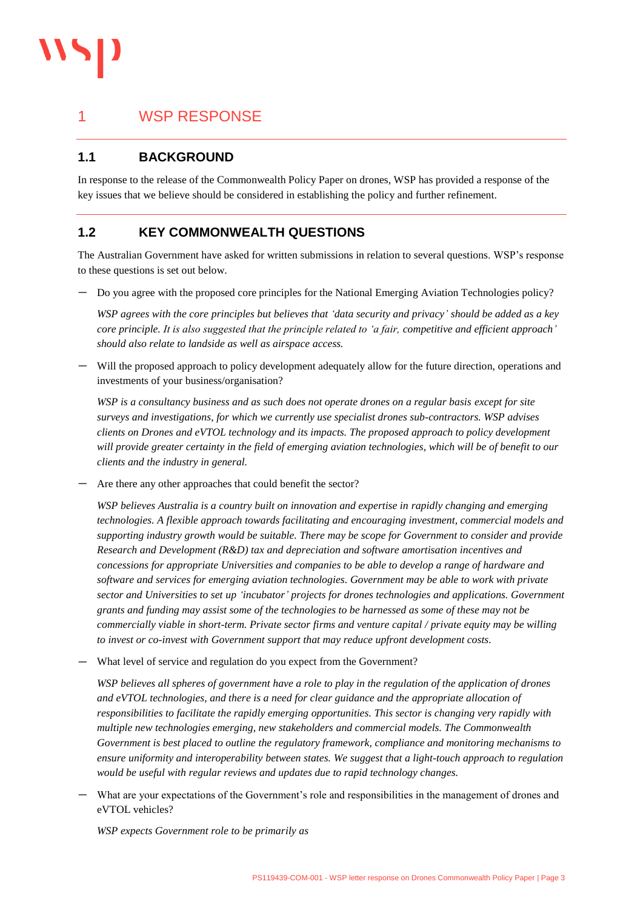# 1 WSP RESPONSE

## 1.1 BACKGROUND

In response to the release of the Commonwealth Policy Paper on drones, WSP has provided a response of the key issues that we believe should be considered in establishing the policy and further refinement.

## 1.2 KEY COMMONWEALTH QUESTIONS

The Australian Government have asked for written submissions in relation to several questions. WSP's response to these questions is set out below.

- Do you agree with the proposed core principles for the National Emerging Aviation Technologies policy?

  *WSP agrees with the core principles but believes that 'data security and privacy' should be added as a key core principle. It is also suggested that the principle related to 'a fair, competitive and efficient approach' should also relate to landside as well as airspace access.*

- Will the proposed approach to policy development adequately allow for the future direction, operations and investments of your business/organisation?

  *WSP is a consultancy business and as such does not operate drones on a regular basis except for site surveys and investigations, for which we currently use specialist drones sub-contractors. WSP advises clients on Drones and eVTOL technology and its impacts. The proposed approach to policy development will provide greater certainty in the field of emerging aviation technologies, which will be of benefit to our clients and the industry in general.*

- Are there any other approaches that could benefit the sector?

  *WSP believes Australia is a country built on innovation and expertise in rapidly changing and emerging technologies. A flexible approach towards facilitating and encouraging investment, commercial models and supporting industry growth would be suitable. There may be scope for Government to consider and provide Research and Development (R&D) tax and depreciation and software amortisation incentives and concessions for appropriate Universities and companies to be able to develop a range of hardware and software and services for emerging aviation technologies. Government may be able to work with private sector and Universities to set up 'incubator' projects for drones technologies and applications. Government grants and funding may assist some of the technologies to be harnessed as some of these may not be commercially viable in short-term. Private sector firms and venture capital / private equity may be willing to invest or co-invest with Government support that may reduce upfront development costs.*

- What level of service and regulation do you expect from the Government?

  *WSP believes all spheres of government have a role to play in the regulation of the application of drones and eVTOL technologies, and there is a need for clear guidance and the appropriate allocation of responsibilities to facilitate the rapidly emerging opportunities. This sector is changing very rapidly with multiple new technologies emerging, new stakeholders and commercial models. The Commonwealth Government is best placed to outline the regulatory framework, compliance and monitoring mechanisms to ensure uniformity and interoperability between states. We suggest that a light-touch approach to regulation would be useful with regular reviews and updates due to rapid technology changes.*

- What are your expectations of the Government's role and responsibilities in the management of drones and eVTOL vehicles?

  *WSP expects Government role to be primarily as*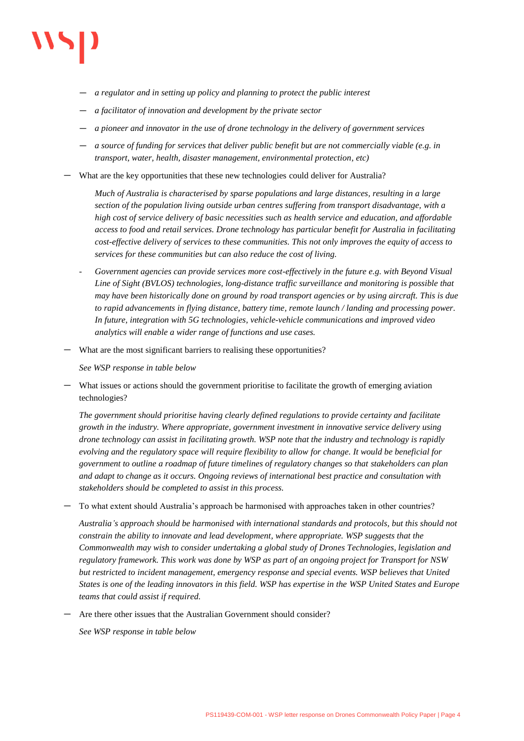- *a regulator and in setting up policy and planning to protect the public interest*
  - *a facilitator of innovation and development by the private sector*
  - *a pioneer and innovator in the use of drone technology in the delivery of government services*
  - *a source of funding for services that deliver public benefit but are not commercially viable (e.g. in transport, water, health, disaster management, environmental protection, etc)*

- What are the key opportunities that these new technologies could deliver for Australia?

  *Much of Australia is characterised by sparse populations and large distances, resulting in a large section of the population living outside urban centres suffering from transport disadvantage, with a high cost of service delivery of basic necessities such as health service and education, and affordable access to food and retail services. Drone technology has particular benefit for Australia in facilitating cost-effective delivery of services to these communities. This not only improves the equity of access to services for these communities but can also reduce the cost of living.*

  - *Government agencies can provide services more cost-effectively in the future e.g. with Beyond Visual Line of Sight (BVLOS) technologies, long-distance traffic surveillance and monitoring is possible that may have been historically done on ground by road transport agencies or by using aircraft. This is due to rapid advancements in flying distance, battery time, remote launch / landing and processing power. In future, integration with 5G technologies, vehicle-vehicle communications and improved video analytics will enable a wider range of functions and use cases.*

- What are the most significant barriers to realising these opportunities?

  *See WSP response in table below*

- What issues or actions should the government prioritise to facilitate the growth of emerging aviation technologies?

  *The government should prioritise having clearly defined regulations to provide certainty and facilitate growth in the industry. Where appropriate, government investment in innovative service delivery using drone technology can assist in facilitating growth. WSP note that the industry and technology is rapidly evolving and the regulatory space will require flexibility to allow for change. It would be beneficial for government to outline a roadmap of future timelines of regulatory changes so that stakeholders can plan and adapt to change as it occurs. Ongoing reviews of international best practice and consultation with stakeholders should be completed to assist in this process.*

- To what extent should Australia's approach be harmonised with approaches taken in other countries?

  *Australia's approach should be harmonised with international standards and protocols, but this should not constrain the ability to innovate and lead development, where appropriate. WSP suggests that the Commonwealth may wish to consider undertaking a global study of Drones Technologies, legislation and regulatory framework. This work was done by WSP as part of an ongoing project for Transport for NSW but restricted to incident management, emergency response and special events. WSP believes that United States is one of the leading innovators in this field. WSP has expertise in the WSP United States and Europe teams that could assist if required.*

- Are there other issues that the Australian Government should consider?

  *See WSP response in table below*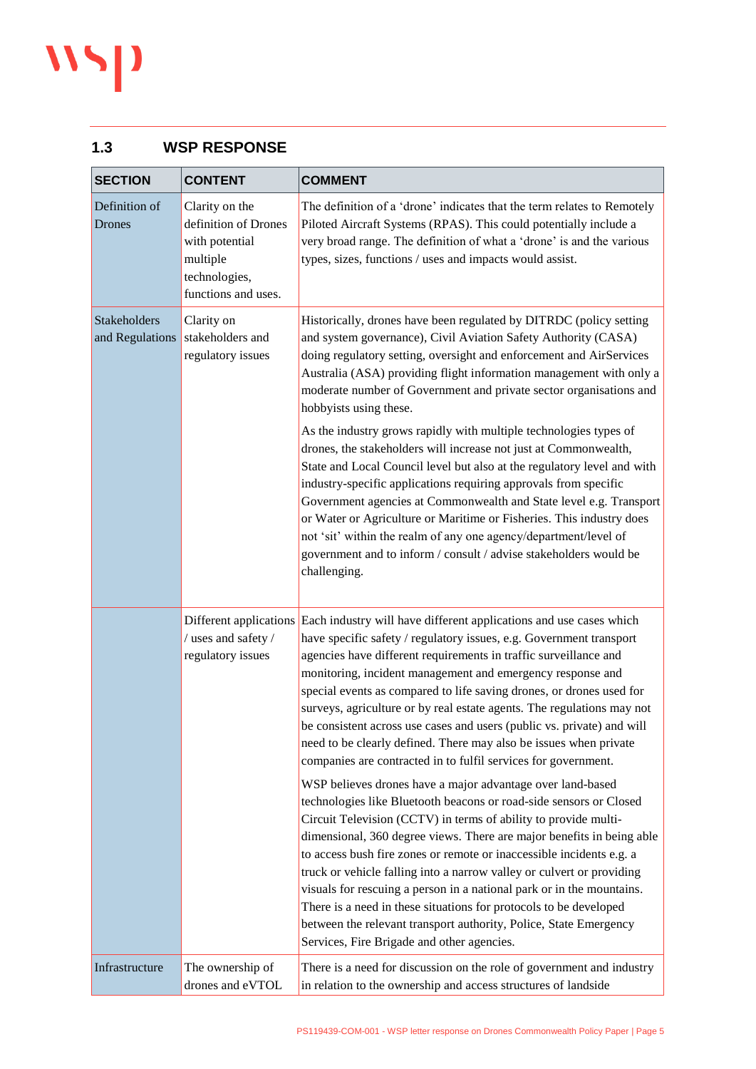## 1.3 WSP RESPONSE

| SECTION | CONTENT | COMMENT |
|---|---|---|
| Definition of Drones | Clarity on the definition of Drones with potential multiple technologies, functions and uses. | The definition of a 'drone' indicates that the term relates to Remotely Piloted Aircraft Systems (RPAS). This could potentially include a very broad range. The definition of what a 'drone' is and the various types, sizes, functions / uses and impacts would assist. |
| Stakeholders and Regulations | Clarity on stakeholders and regulatory issues | Historically, drones have been regulated by DITRDC (policy setting and system governance), Civil Aviation Safety Authority (CASA) doing regulatory setting, oversight and enforcement and AirServices Australia (ASA) providing flight information management with only a moderate number of Government and private sector organisations and hobbyists using these.<br><br>As the industry grows rapidly with multiple technologies types of drones, the stakeholders will increase not just at Commonwealth, State and Local Council level but also at the regulatory level and with industry-specific applications requiring approvals from specific Government agencies at Commonwealth and State level e.g. Transport or Water or Agriculture or Maritime or Fisheries. This industry does not 'sit' within the realm of any one agency/department/level of government and to inform / consult / advise stakeholders would be challenging. |
| | Different applications / uses and safety / regulatory issues | Each industry will have different applications and use cases which have specific safety / regulatory issues, e.g. Government transport agencies have different requirements in traffic surveillance and monitoring, incident management and emergency response and special events as compared to life saving drones, or drones used for surveys, agriculture or by real estate agents. The regulations may not be consistent across use cases and users (public vs. private) and will need to be clearly defined. There may also be issues when private companies are contracted in to fulfil services for government.<br><br>WSP believes drones have a major advantage over land-based technologies like Bluetooth beacons or road-side sensors or Closed Circuit Television (CCTV) in terms of ability to provide multi-dimensional, 360 degree views. There are major benefits in being able to access bush fire zones or remote or inaccessible incidents e.g. a truck or vehicle falling into a narrow valley or culvert or providing visuals for rescuing a person in a national park or in the mountains. There is a need in these situations for protocols to be developed between the relevant transport authority, Police, State Emergency Services, Fire Brigade and other agencies. |
| Infrastructure | The ownership of drones and eVTOL | There is a need for discussion on the role of government and industry in relation to the ownership and access structures of landside |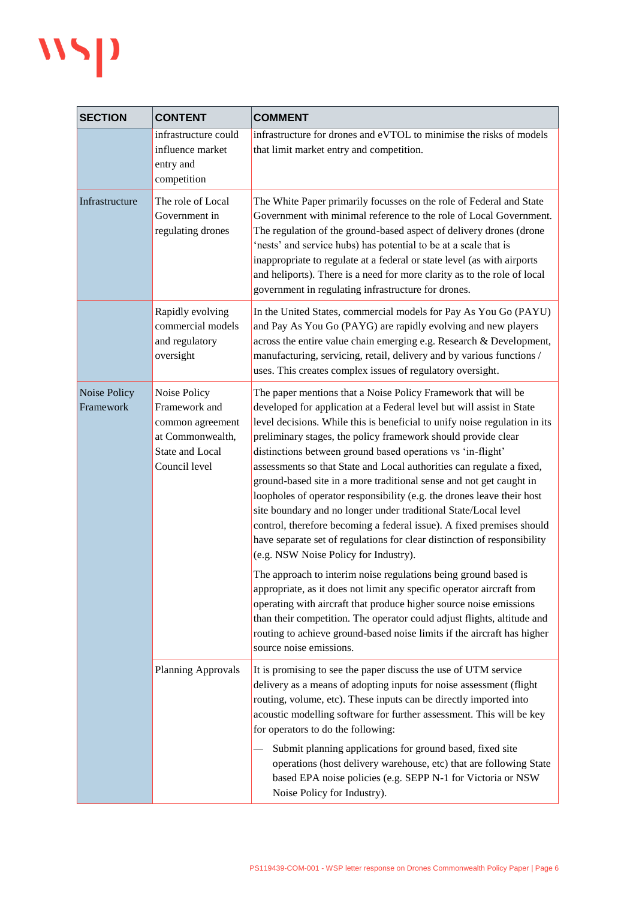| SECTION | CONTENT | COMMENT |
|---|---|---|
| | infrastructure could influence market entry and competition | infrastructure for drones and eVTOL to minimise the risks of models that limit market entry and competition. |
| Infrastructure | The role of Local Government in regulating drones | The White Paper primarily focusses on the role of Federal and State Government with minimal reference to the role of Local Government. The regulation of the ground-based aspect of delivery drones (drone 'nests' and service hubs) has potential to be at a scale that is inappropriate to regulate at a federal or state level (as with airports and heliports). There is a need for more clarity as to the role of local government in regulating infrastructure for drones. |
| | Rapidly evolving commercial models and regulatory oversight | In the United States, commercial models for Pay As You Go (PAYU) and Pay As You Go (PAYG) are rapidly evolving and new players across the entire value chain emerging e.g. Research & Development, manufacturing, servicing, retail, delivery and by various functions / uses. This creates complex issues of regulatory oversight. |
| Noise Policy Framework | Noise Policy Framework and common agreement at Commonwealth, State and Local Council level | The paper mentions that a Noise Policy Framework that will be developed for application at a Federal level but will assist in State level decisions. While this is beneficial to unify noise regulation in its preliminary stages, the policy framework should provide clear distinctions between ground based operations vs 'in-flight' assessments so that State and Local authorities can regulate a fixed, ground-based site in a more traditional sense and not get caught in loopholes of operator responsibility (e.g. the drones leave their host site boundary and no longer under traditional State/Local level control, therefore becoming a federal issue). A fixed premises should have separate set of regulations for clear distinction of responsibility (e.g. NSW Noise Policy for Industry).<br><br>The approach to interim noise regulations being ground based is appropriate, as it does not limit any specific operator aircraft from operating with aircraft that produce higher source noise emissions than their competition. The operator could adjust flights, altitude and routing to achieve ground-based noise limits if the aircraft has higher source noise emissions. |
| | Planning Approvals | It is promising to see the paper discuss the use of UTM service delivery as a means of adopting inputs for noise assessment (flight routing, volume, etc). These inputs can be directly imported into acoustic modelling software for further assessment. This will be key for operators to do the following:<br><br>— Submit planning applications for ground based, fixed site operations (host delivery warehouse, etc) that are following State based EPA noise policies (e.g. SEPP N-1 for Victoria or NSW Noise Policy for Industry). |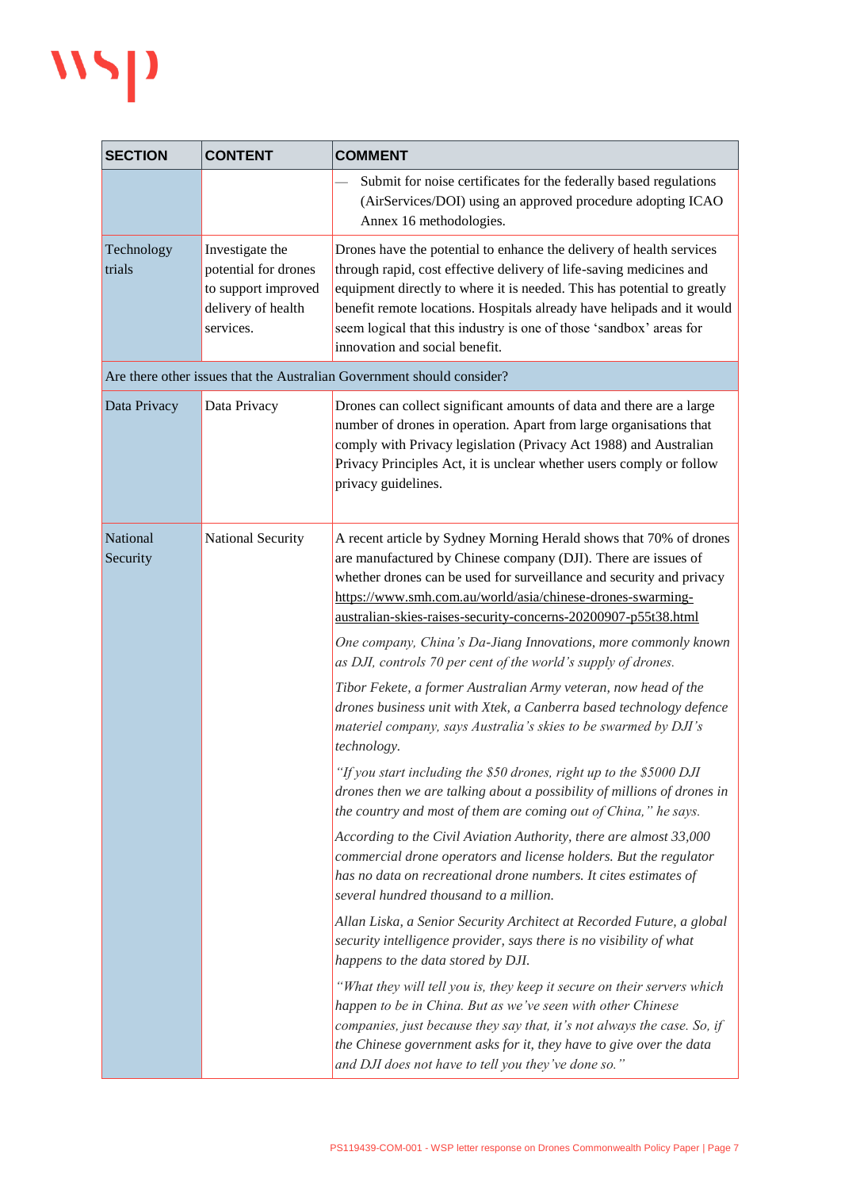| SECTION | CONTENT | COMMENT |
|---|---|---|
| | | — Submit for noise certificates for the federally based regulations (AirServices/DOI) using an approved procedure adopting ICAO Annex 16 methodologies. |
| Technology trials | Investigate the potential for drones to support improved delivery of health services. | Drones have the potential to enhance the delivery of health services through rapid, cost effective delivery of life-saving medicines and equipment directly to where it is needed. This has potential to greatly benefit remote locations. Hospitals already have helipads and it would seem logical that this industry is one of those 'sandbox' areas for innovation and social benefit. |
| Are there other issues that the Australian Government should consider? | | |
| Data Privacy | Data Privacy | Drones can collect significant amounts of data and there are a large number of drones in operation. Apart from large organisations that comply with Privacy legislation (Privacy Act 1988) and Australian Privacy Principles Act, it is unclear whether users comply or follow privacy guidelines. |
| National Security | National Security | A recent article by Sydney Morning Herald shows that 70% of drones are manufactured by Chinese company (DJI). There are issues of whether drones can be used for surveillance and security and privacy https://www.smh.com.au/world/asia/chinese-drones-swarming-australian-skies-raises-security-concerns-20200907-p55t38.html<br><br>*One company, China's Da-Jiang Innovations, more commonly known as DJI, controls 70 per cent of the world's supply of drones.*<br><br>*Tibor Fekete, a former Australian Army veteran, now head of the drones business unit with Xtek, a Canberra based technology defence materiel company, says Australia's skies to be swarmed by DJI's technology.*<br><br>*"If you start including the $50 drones, right up to the $5000 DJI drones then we are talking about a possibility of millions of drones in the country and most of them are coming out of China," he says.*<br><br>*According to the Civil Aviation Authority, there are almost 33,000 commercial drone operators and license holders. But the regulator has no data on recreational drone numbers. It cites estimates of several hundred thousand to a million.*<br><br>*Allan Liska, a Senior Security Architect at Recorded Future, a global security intelligence provider, says there is no visibility of what happens to the data stored by DJI.*<br><br>*"What they will tell you is, they keep it secure on their servers which happen to be in China. But as we've seen with other Chinese companies, just because they say that, it's not always the case. So, if the Chinese government asks for it, they have to give over the data and DJI does not have to tell you they've done so."* |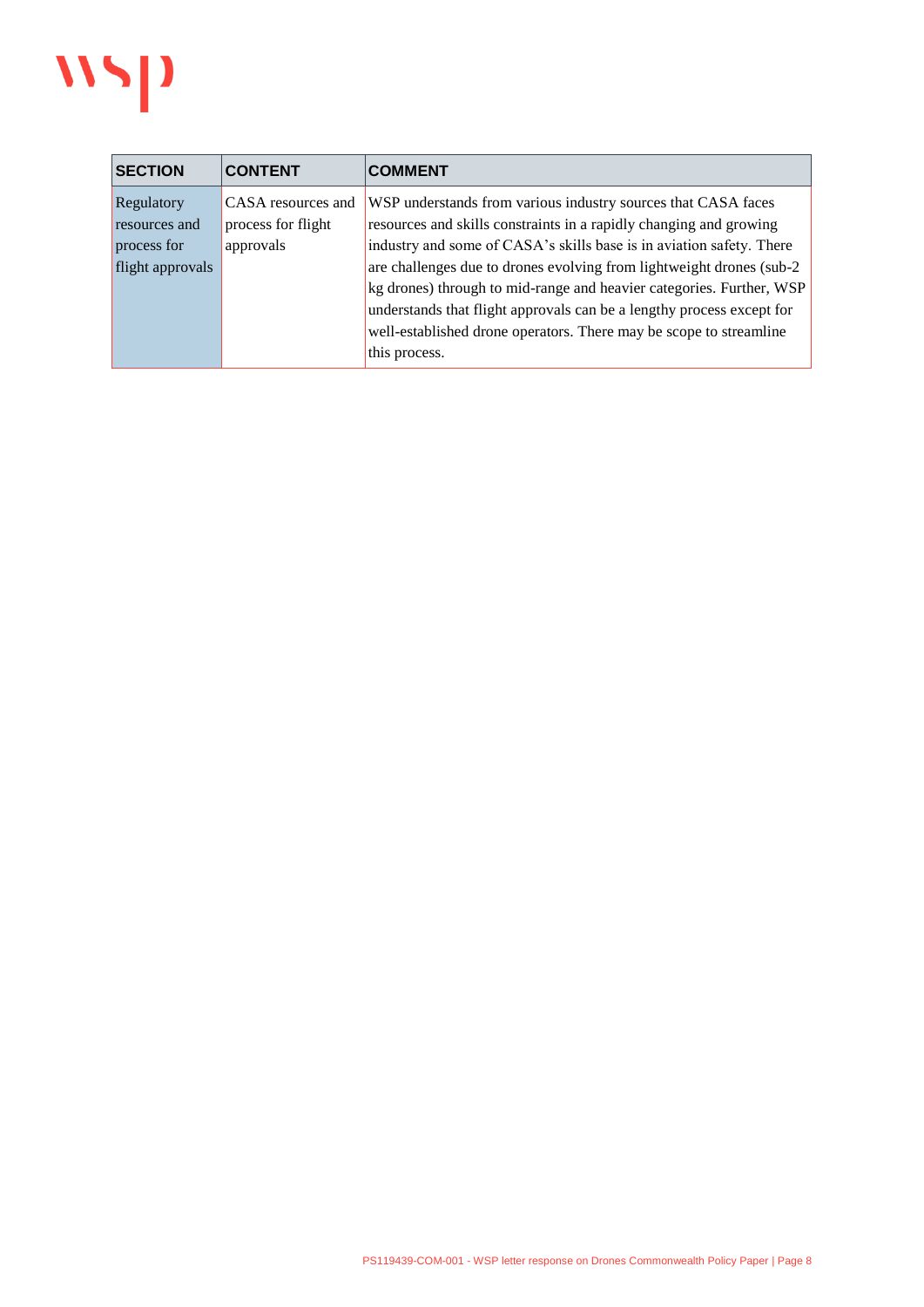| SECTION | CONTENT | COMMENT |
|---|---|---|
| Regulatory resources and process for flight approvals | CASA resources and process for flight approvals | WSP understands from various industry sources that CASA faces resources and skills constraints in a rapidly changing and growing industry and some of CASA's skills base is in aviation safety. There are challenges due to drones evolving from lightweight drones (sub-2 kg drones) through to mid-range and heavier categories. Further, WSP understands that flight approvals can be a lengthy process except for well-established drone operators. There may be scope to streamline this process. |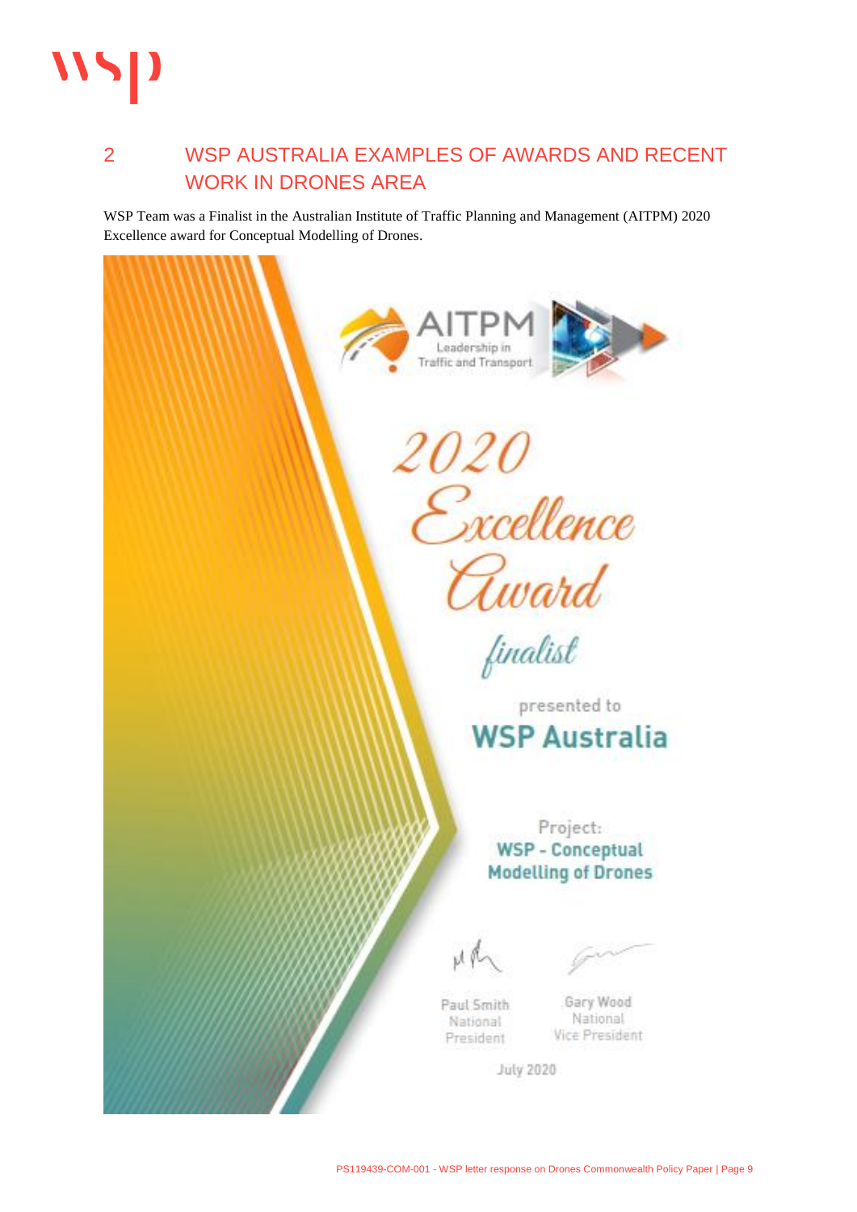## 2 WSP AUSTRALIA EXAMPLES OF AWARDS AND RECENT WORK IN DRONES AREA

WSP Team was a Finalist in the Australian Institute of Traffic Planning and Management (AITPM) 2020 Excellence award for Conceptual Modelling of Drones.

AITPM
Leadership in Traffic and Transport

2020 Excellence Award

finalist

presented to

**WSP Australia**

Project:
**WSP - Conceptual Modelling of Drones**

Paul Smith
National
President

Gary Wood
National
Vice President

July 2020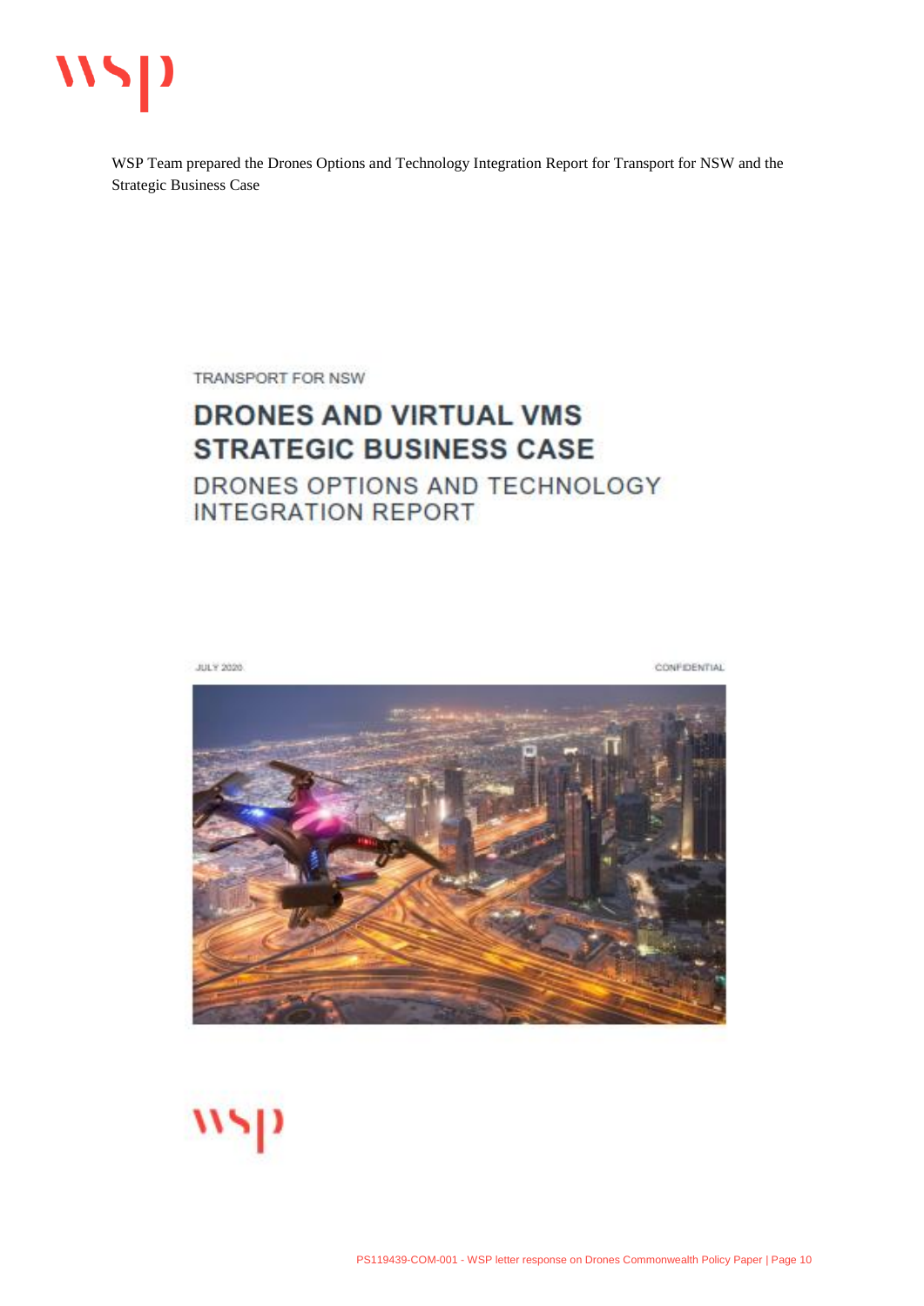WSP Team prepared the Drones Options and Technology Integration Report for Transport for NSW and the Strategic Business Case

TRANSPORT FOR NSW

# DRONES AND VIRTUAL VMS STRATEGIC BUSINESS CASE

## DRONES OPTIONS AND TECHNOLOGY INTEGRATION REPORT

JULY 2020

CONFIDENTIAL